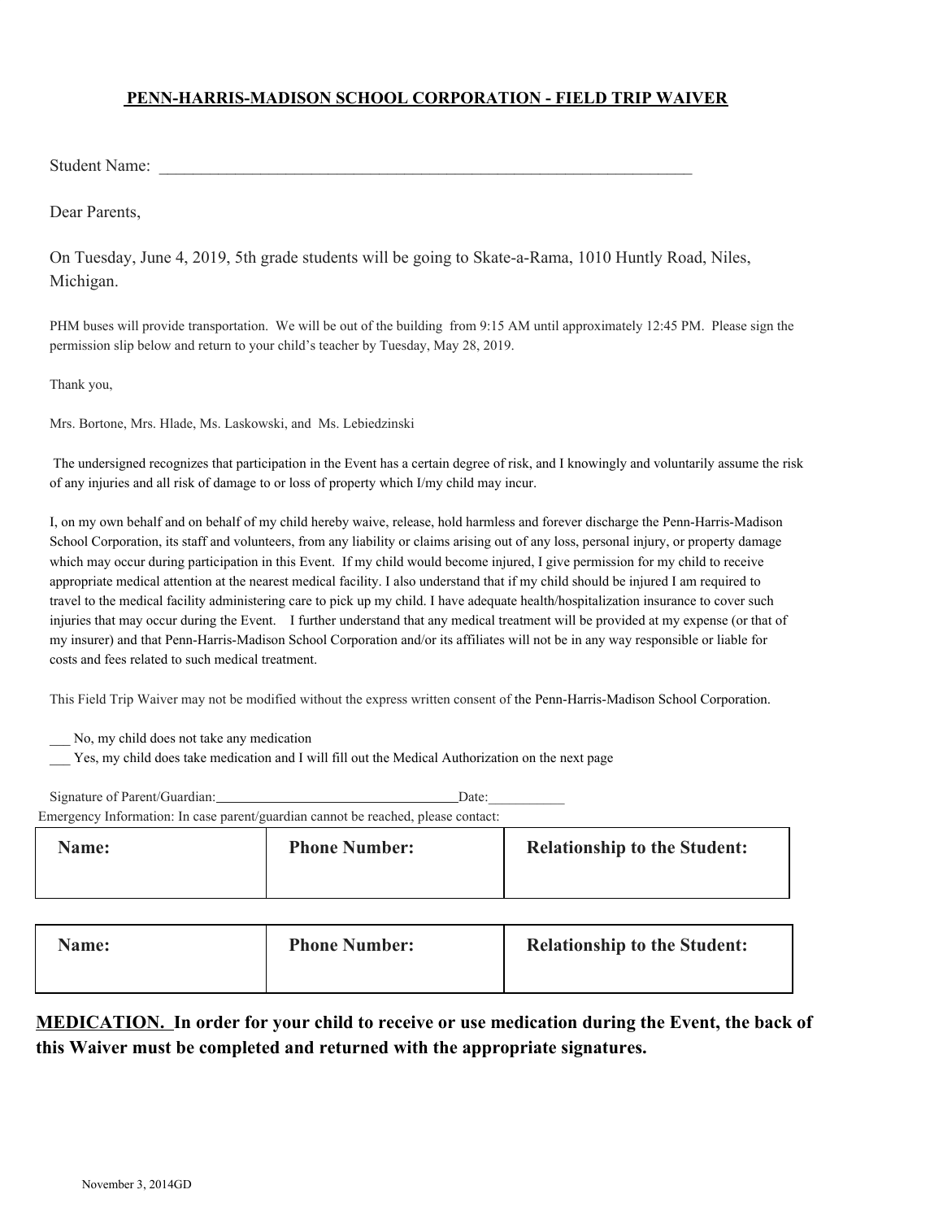## PENN-HARRIS-MADISON SCHOOL CORPORATION - FIELD TRIP WAIVER

Student Name: ___________________________________________________________________

Dear Parents,

On Tuesday, June 4, 2019, 5th grade students will be going to Skate-a-Rama, 1010 Huntly Road, Niles, Michigan.

PHM buses will provide transportation. We will be out of the building from 9:15 AM until approximately 12:45 PM. Please sign the permission slip below and return to your child's teacher by Tuesday, May 28, 2019.

Thank you,

Mrs. Bortone, Mrs. Hlade, Ms. Laskowski, and Ms. Lebiedzinski

The undersigned recognizes that participation in the Event has a certain degree of risk, and I knowingly and voluntarily assume the risk of any injuries and all risk of damage to or loss of property which I/my child may incur.

I, on my own behalf and on behalf of my child hereby waive, release, hold harmless and forever discharge the Penn-Harris-Madison School Corporation, its staff and volunteers, from any liability or claims arising out of any loss, personal injury, or property damage which may occur during participation in this Event. If my child would become injured, I give permission for my child to receive appropriate medical attention at the nearest medical facility. I also understand that if my child should be injured I am required to travel to the medical facility administering care to pick up my child. I have adequate health/hospitalization insurance to cover such injuries that may occur during the Event. I further understand that any medical treatment will be provided at my expense (or that of my insurer) and that Penn-Harris-Madison School Corporation and/or its affiliates will not be in any way responsible or liable for costs and fees related to such medical treatment.

This Field Trip Waiver may not be modified without the express written consent of the Penn-Harris-Madison School Corporation.

___ No, my child does not take any medication
___ Yes, my child does take medication and I will fill out the Medical Authorization on the next page

Signature of Parent/Guardian:___________________________________ Date:___________

Emergency Information: In case parent/guardian cannot be reached, please contact:

| Name: | Phone Number: | Relationship to the Student: |
|---|---|---|
| | | |

| Name: | Phone Number: | Relationship to the Student: |
|---|---|---|
| | | |

**MEDICATION. In order for your child to receive or use medication during the Event, the back of this Waiver must be completed and returned with the appropriate signatures.**

November 3, 2014GD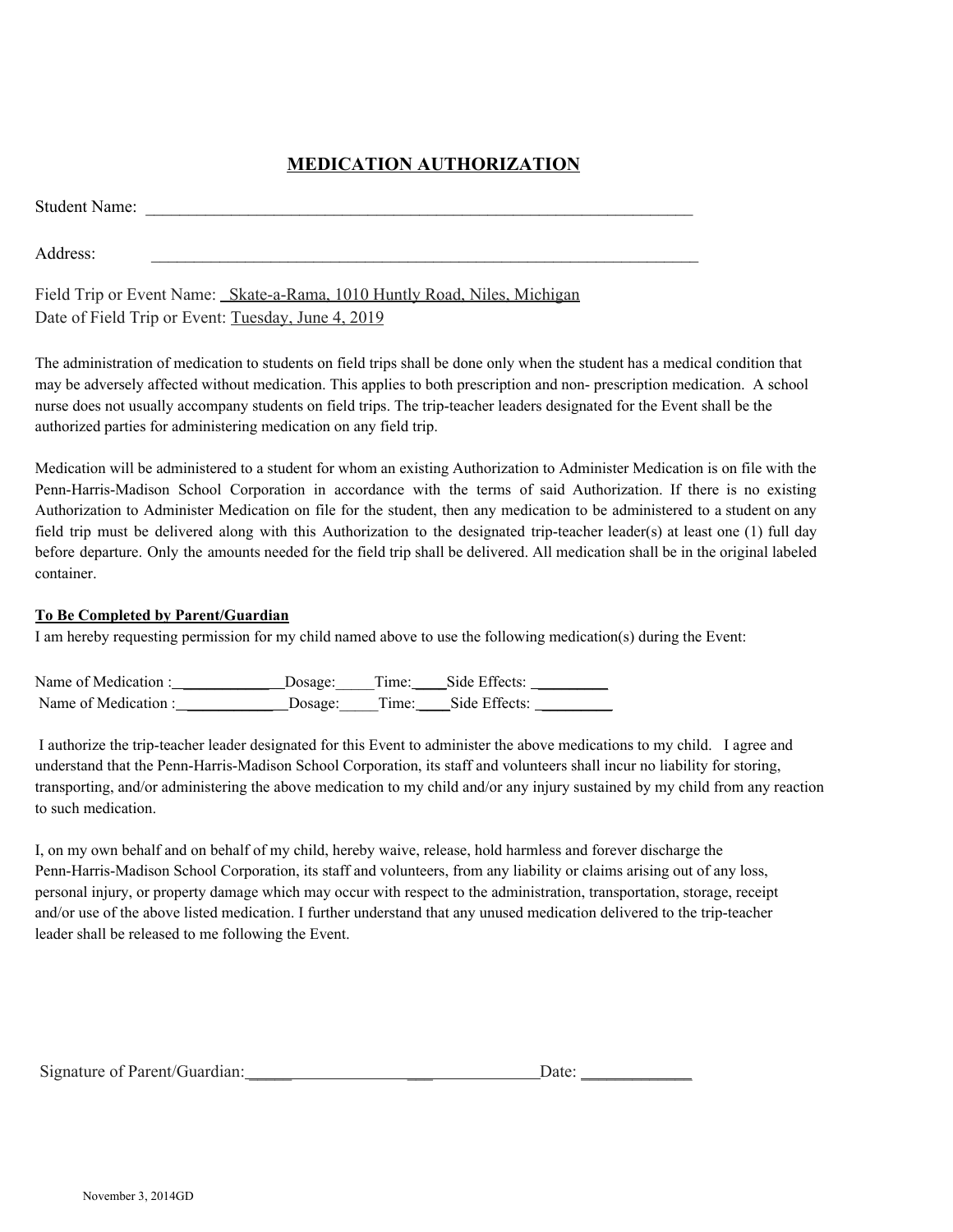## MEDICATION AUTHORIZATION

Student Name: ___________________________________________________________________

Address: ___________________________________________________________________

Field Trip or Event Name: Skate-a-Rama, 1010 Huntly Road, Niles, Michigan
Date of Field Trip or Event: Tuesday, June 4, 2019

The administration of medication to students on field trips shall be done only when the student has a medical condition that may be adversely affected without medication. This applies to both prescription and non- prescription medication. A school nurse does not usually accompany students on field trips. The trip-teacher leaders designated for the Event shall be the authorized parties for administering medication on any field trip.

Medication will be administered to a student for whom an existing Authorization to Administer Medication is on file with the Penn-Harris-Madison School Corporation in accordance with the terms of said Authorization. If there is no existing Authorization to Administer Medication on file for the student, then any medication to be administered to a student on any field trip must be delivered along with this Authorization to the designated trip-teacher leader(s) at least one (1) full day before departure. Only the amounts needed for the field trip shall be delivered. All medication shall be in the original labeled container.

**To Be Completed by Parent/Guardian**

I am hereby requesting permission for my child named above to use the following medication(s) during the Event:

Name of Medication :______________Dosage:_____Time:____Side Effects: __________
Name of Medication :______________Dosage:_____Time:____Side Effects: __________

I authorize the trip-teacher leader designated for this Event to administer the above medications to my child. I agree and understand that the Penn-Harris-Madison School Corporation, its staff and volunteers shall incur no liability for storing, transporting, and/or administering the above medication to my child and/or any injury sustained by my child from any reaction to such medication.

I, on my own behalf and on behalf of my child, hereby waive, release, hold harmless and forever discharge the Penn-Harris-Madison School Corporation, its staff and volunteers, from any liability or claims arising out of any loss, personal injury, or property damage which may occur with respect to the administration, transportation, storage, receipt and/or use of the above listed medication. I further understand that any unused medication delivered to the trip-teacher leader shall be released to me following the Event.

Signature of Parent/Guardian:_________________________________________Date: _____________

November 3, 2014GD